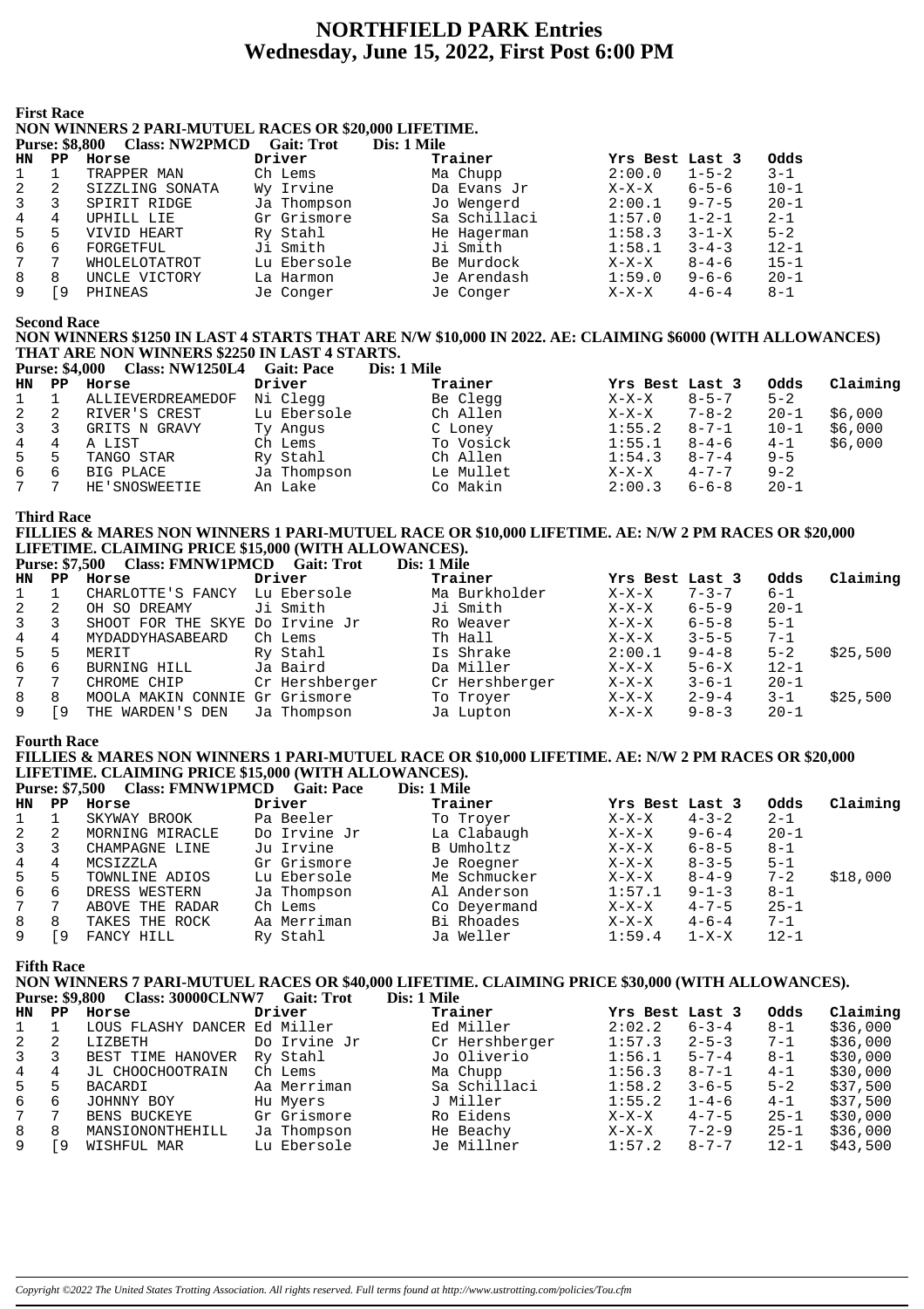# NORTHFIELD PARK Entries
## Wednesday, June 15, 2022, First Post 6:00 PM

### First Race

**NON WINNERS 2 PARI-MUTUEL RACES OR $20,000 LIFETIME.**

**Purse: $8,800 Class: NW2PMCD Gait: Trot Dis: 1 Mile**

| HN | PP | Horse | Driver | Trainer | Yrs Best | Last 3 | Odds |
|---|---|---|---|---|---|---|---|
| 1 | 1 | TRAPPER MAN | Ch Lems | Ma Chupp | 2:00.0 | 1-5-2 | 3-1 |
| 2 | 2 | SIZZLING SONATA | Wy Irvine | Da Evans Jr | X-X-X | 6-5-6 | 10-1 |
| 3 | 3 | SPIRIT RIDGE | Ja Thompson | Jo Wengerd | 2:00.1 | 9-7-5 | 20-1 |
| 4 | 4 | UPHILL LIE | Gr Grismore | Sa Schillaci | 1:57.0 | 1-2-1 | 2-1 |
| 5 | 5 | VIVID HEART | Ry Stahl | He Hagerman | 1:58.3 | 3-1-X | 5-2 |
| 6 | 6 | FORGETFUL | Ji Smith | Ji Smith | 1:58.1 | 3-4-3 | 12-1 |
| 7 | 7 | WHOLELOTATROT | Lu Ebersole | Be Murdock | X-X-X | 8-4-6 | 15-1 |
| 8 | 8 | UNCLE VICTORY | La Harmon | Je Arendash | 1:59.0 | 9-6-6 | 20-1 |
| 9 | [9 | PHINEAS | Je Conger | Je Conger | X-X-X | 4-6-4 | 8-1 |

### Second Race

**NON WINNERS $1250 IN LAST 4 STARTS THAT ARE N/W $10,000 IN 2022. AE: CLAIMING $6000 (WITH ALLOWANCES) THAT ARE NON WINNERS $2250 IN LAST 4 STARTS.**

**Purse: $4,000 Class: NW1250L4 Gait: Pace Dis: 1 Mile**

| HN | PP | Horse | Driver | Trainer | Yrs Best | Last 3 | Odds | Claiming |
|---|---|---|---|---|---|---|---|---|
| 1 | 1 | ALLIEVERDREAMEDOF | Ni Clegg | Be Clegg | X-X-X | 8-5-7 | 5-2 | |
| 2 | 2 | RIVER'S CREST | Lu Ebersole | Ch Allen | X-X-X | 7-8-2 | 20-1 | $6,000 |
| 3 | 3 | GRITS N GRAVY | Ty Angus | C Loney | 1:55.2 | 8-7-1 | 10-1 | $6,000 |
| 4 | 4 | A LIST | Ch Lems | To Vosick | 1:55.1 | 8-4-6 | 4-1 | $6,000 |
| 5 | 5 | TANGO STAR | Ry Stahl | Ch Allen | 1:54.3 | 8-7-4 | 9-5 | |
| 6 | 6 | BIG PLACE | Ja Thompson | Le Mullet | X-X-X | 4-7-7 | 9-2 | |
| 7 | 7 | HE'SNOSWEETIE | An Lake | Co Makin | 2:00.3 | 6-6-8 | 20-1 | |

### Third Race

**FILLIES & MARES NON WINNERS 1 PARI-MUTUEL RACE OR $10,000 LIFETIME. AE: N/W 2 PM RACES OR $20,000 LIFETIME. CLAIMING PRICE $15,000 (WITH ALLOWANCES).**

**Purse: $7,500 Class: FMNW1PMCD Gait: Trot Dis: 1 Mile**

| HN | PP | Horse | Driver | Trainer | Yrs Best | Last 3 | Odds | Claiming |
|---|---|---|---|---|---|---|---|---|
| 1 | 1 | CHARLOTTE'S FANCY | Lu Ebersole | Ma Burkholder | X-X-X | 7-3-7 | 6-1 | |
| 2 | 2 | OH SO DREAMY | Ji Smith | Ji Smith | X-X-X | 6-5-9 | 20-1 | |
| 3 | 3 | SHOOT FOR THE SKYE | Do Irvine Jr | Ro Weaver | X-X-X | 6-5-8 | 5-1 | |
| 4 | 4 | MYDADDYHASABEARD | Ch Lems | Th Hall | X-X-X | 3-5-5 | 7-1 | |
| 5 | 5 | MERIT | Ry Stahl | Is Shrake | 2:00.1 | 9-4-8 | 5-2 | $25,500 |
| 6 | 6 | BURNING HILL | Ja Baird | Da Miller | X-X-X | 5-6-X | 12-1 | |
| 7 | 7 | CHROME CHIP | Cr Hershberger | Cr Hershberger | X-X-X | 3-6-1 | 20-1 | |
| 8 | 8 | MOOLA MAKIN CONNIE | Gr Grismore | To Troyer | X-X-X | 2-9-4 | 3-1 | $25,500 |
| 9 | [9 | THE WARDEN'S DEN | Ja Thompson | Ja Lupton | X-X-X | 9-8-3 | 20-1 | |

### Fourth Race

**FILLIES & MARES NON WINNERS 1 PARI-MUTUEL RACE OR $10,000 LIFETIME. AE: N/W 2 PM RACES OR $20,000 LIFETIME. CLAIMING PRICE $15,000 (WITH ALLOWANCES).**

**Purse: $7,500 Class: FMNW1PMCD Gait: Pace Dis: 1 Mile**

| HN | PP | Horse | Driver | Trainer | Yrs Best | Last 3 | Odds | Claiming |
|---|---|---|---|---|---|---|---|---|
| 1 | 1 | SKYWAY BROOK | Pa Beeler | To Troyer | X-X-X | 4-3-2 | 2-1 | |
| 2 | 2 | MORNING MIRACLE | Do Irvine Jr | La Clabaugh | X-X-X | 9-6-4 | 20-1 | |
| 3 | 3 | CHAMPAGNE LINE | Ju Irvine | B Umholtz | X-X-X | 6-8-5 | 8-1 | |
| 4 | 4 | MCSIZZLA | Gr Grismore | Je Roegner | X-X-X | 8-3-5 | 5-1 | |
| 5 | 5 | TOWNLINE ADIOS | Lu Ebersole | Me Schmucker | X-X-X | 8-4-9 | 7-2 | $18,000 |
| 6 | 6 | DRESS WESTERN | Ja Thompson | Al Anderson | 1:57.1 | 9-1-3 | 8-1 | |
| 7 | 7 | ABOVE THE RADAR | Ch Lems | Co Deyermand | X-X-X | 4-7-5 | 25-1 | |
| 8 | 8 | TAKES THE ROCK | Aa Merriman | Bi Rhoades | X-X-X | 4-6-4 | 7-1 | |
| 9 | [9 | FANCY HILL | Ry Stahl | Ja Weller | 1:59.4 | 1-X-X | 12-1 | |

### Fifth Race

**NON WINNERS 7 PARI-MUTUEL RACES OR $40,000 LIFETIME. CLAIMING PRICE $30,000 (WITH ALLOWANCES).**

**Purse: $9,800 Class: 30000CLNW7 Gait: Trot Dis: 1 Mile**

| HN | PP | Horse | Driver | Trainer | Yrs Best | Last 3 | Odds | Claiming |
|---|---|---|---|---|---|---|---|---|
| 1 | 1 | LOUS FLASHY DANCER | Ed Miller | Ed Miller | 2:02.2 | 6-3-4 | 8-1 | $36,000 |
| 2 | 2 | LIZBETH | Do Irvine Jr | Cr Hershberger | 1:57.3 | 2-5-3 | 7-1 | $36,000 |
| 3 | 3 | BEST TIME HANOVER | Ry Stahl | Jo Oliverio | 1:56.1 | 5-7-4 | 8-1 | $30,000 |
| 4 | 4 | JL CHOOCHOOTRAIN | Ch Lems | Ma Chupp | 1:56.3 | 8-7-1 | 4-1 | $30,000 |
| 5 | 5 | BACARDI | Aa Merriman | Sa Schillaci | 1:58.2 | 3-6-5 | 5-2 | $37,500 |
| 6 | 6 | JOHNNY BOY | Hu Myers | J Miller | 1:55.2 | 1-4-6 | 4-1 | $37,500 |
| 7 | 7 | BENS BUCKEYE | Gr Grismore | Ro Eidens | X-X-X | 4-7-5 | 25-1 | $30,000 |
| 8 | 8 | MANSIONONTHEHILL | Ja Thompson | He Beachy | X-X-X | 7-2-9 | 25-1 | $36,000 |
| 9 | [9 | WISHFUL MAR | Lu Ebersole | Je Millner | 1:57.2 | 8-7-7 | 12-1 | $43,500 |

*Copyright ©2022 The United States Trotting Association. All rights reserved. Full terms found at http://www.ustrotting.com/policies/Tou.cfm*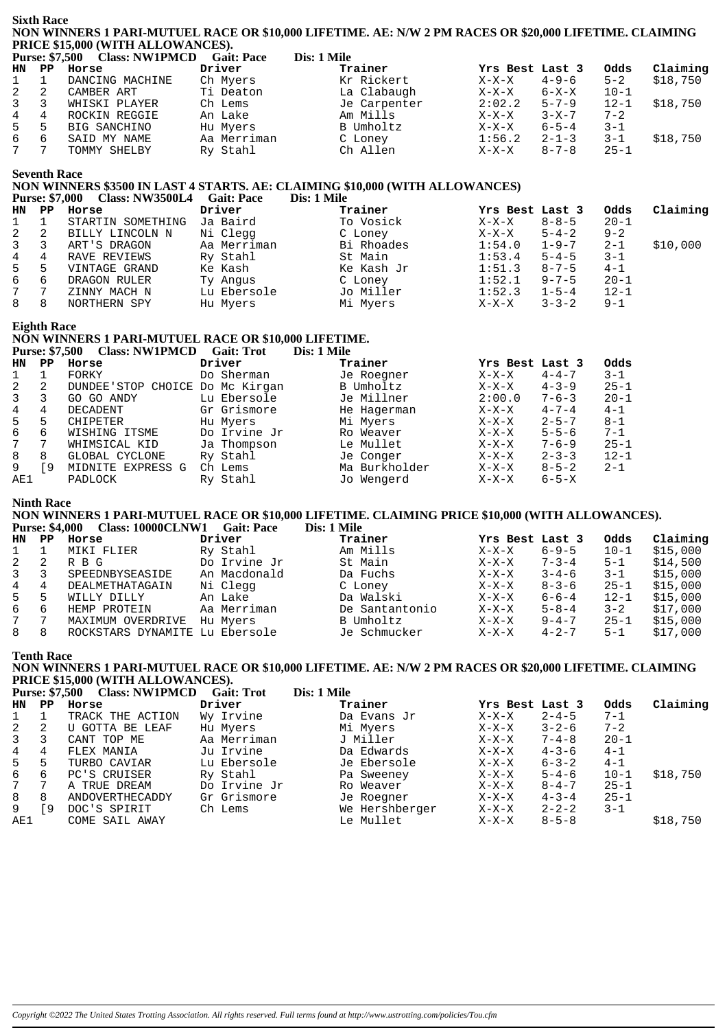## Sixth Race

**NON WINNERS 1 PARI-MUTUEL RACE OR $10,000 LIFETIME. AE: N/W 2 PM RACES OR $20,000 LIFETIME. CLAIMING PRICE $15,000 (WITH ALLOWANCES).**

**Purse: $7,500 Class: NW1PMCD Gait: Pace Dis: 1 Mile**

| HN | PP | Horse | Driver | Trainer | Yrs Best | Last 3 | Odds | Claiming |
|---|---|---|---|---|---|---|---|---|
| 1 | 1 | DANCING MACHINE | Ch Myers | Kr Rickert | X-X-X | 4-9-6 | 5-2 | $18,750 |
| 2 | 2 | CAMBER ART | Ti Deaton | La Clabaugh | X-X-X | 6-X-X | 10-1 | |
| 3 | 3 | WHISKI PLAYER | Ch Lems | Je Carpenter | 2:02.2 | 5-7-9 | 12-1 | $18,750 |
| 4 | 4 | ROCKIN REGGIE | An Lake | Am Mills | X-X-X | 3-X-7 | 7-2 | |
| 5 | 5 | BIG SANCHINO | Hu Myers | B Umholtz | X-X-X | 6-5-4 | 3-1 | |
| 6 | 6 | SAID MY NAME | Aa Merriman | C Loney | 1:56.2 | 2-1-3 | 3-1 | $18,750 |
| 7 | 7 | TOMMY SHELBY | Ry Stahl | Ch Allen | X-X-X | 8-7-8 | 25-1 | |

## Seventh Race

**NON WINNERS $3500 IN LAST 4 STARTS. AE: CLAIMING $10,000 (WITH ALLOWANCES)**

**Purse: $7,000 Class: NW3500L4 Gait: Pace Dis: 1 Mile**

| HN | PP | Horse | Driver | Trainer | Yrs Best | Last 3 | Odds | Claiming |
|---|---|---|---|---|---|---|---|---|
| 1 | 1 | STARTIN SOMETHING | Ja Baird | To Vosick | X-X-X | 8-8-5 | 20-1 | |
| 2 | 2 | BILLY LINCOLN N | Ni Clegg | C Loney | X-X-X | 5-4-2 | 9-2 | |
| 3 | 3 | ART'S DRAGON | Aa Merriman | Bi Rhoades | 1:54.0 | 1-9-7 | 2-1 | $10,000 |
| 4 | 4 | RAVE REVIEWS | Ry Stahl | St Main | 1:53.4 | 5-4-5 | 3-1 | |
| 5 | 5 | VINTAGE GRAND | Ke Kash | Ke Kash Jr | 1:51.3 | 8-7-5 | 4-1 | |
| 6 | 6 | DRAGON RULER | Ty Angus | C Loney | 1:52.1 | 9-7-5 | 20-1 | |
| 7 | 7 | ZINNY MACH N | Lu Ebersole | Jo Miller | 1:52.3 | 1-5-4 | 12-1 | |
| 8 | 8 | NORTHERN SPY | Hu Myers | Mi Myers | X-X-X | 3-3-2 | 9-1 | |

## Eighth Race

**NON WINNERS 1 PARI-MUTUEL RACE OR $10,000 LIFETIME.**

**Purse: $7,500 Class: NW1PMCD Gait: Trot Dis: 1 Mile**

| HN | PP | Horse | Driver | Trainer | Yrs Best | Last 3 | Odds |
|---|---|---|---|---|---|---|---|
| 1 | 1 | FORKY | Do Sherman | Je Roegner | X-X-X | 4-4-7 | 3-1 |
| 2 | 2 | DUNDEE'STOP CHOICE | Do Mc Kirgan | B Umholtz | X-X-X | 4-3-9 | 25-1 |
| 3 | 3 | GO GO ANDY | Lu Ebersole | Je Millner | 2:00.0 | 7-6-3 | 20-1 |
| 4 | 4 | DECADENT | Gr Grismore | He Hagerman | X-X-X | 4-7-4 | 4-1 |
| 5 | 5 | CHIPETER | Hu Myers | Mi Myers | X-X-X | 2-5-7 | 8-1 |
| 6 | 6 | WISHING ITSME | Do Irvine Jr | Ro Weaver | X-X-X | 5-5-6 | 7-1 |
| 7 | 7 | WHIMSICAL KID | Ja Thompson | Le Mullet | X-X-X | 7-6-9 | 25-1 |
| 8 | 8 | GLOBAL CYCLONE | Ry Stahl | Je Conger | X-X-X | 2-3-3 | 12-1 |
| 9 | [9 | MIDNITE EXPRESS G | Ch Lems | Ma Burkholder | X-X-X | 8-5-2 | 2-1 |
| AE1 | | PADLOCK | Ry Stahl | Jo Wengerd | X-X-X | 6-5-X | |

## Ninth Race

**NON WINNERS 1 PARI-MUTUEL RACE OR $10,000 LIFETIME. CLAIMING PRICE $10,000 (WITH ALLOWANCES).**

**Purse: $4,000 Class: 10000CLNW1 Gait: Pace Dis: 1 Mile**

| HN | PP | Horse | Driver | Trainer | Yrs Best | Last 3 | Odds | Claiming |
|---|---|---|---|---|---|---|---|---|
| 1 | 1 | MIKI FLIER | Ry Stahl | Am Mills | X-X-X | 6-9-5 | 10-1 | $15,000 |
| 2 | 2 | R B G | Do Irvine Jr | St Main | X-X-X | 7-3-4 | 5-1 | $14,500 |
| 3 | 3 | SPEEDNBYSEASIDE | An Macdonald | Da Fuchs | X-X-X | 3-4-6 | 3-1 | $15,000 |
| 4 | 4 | DEALMETHATAGAIN | Ni Clegg | C Loney | X-X-X | 8-3-6 | 25-1 | $15,000 |
| 5 | 5 | WILLY DILLY | An Lake | Da Walski | X-X-X | 6-6-4 | 12-1 | $15,000 |
| 6 | 6 | HEMP PROTEIN | Aa Merriman | De Santantonio | X-X-X | 5-8-4 | 3-2 | $17,000 |
| 7 | 7 | MAXIMUM OVERDRIVE | Hu Myers | B Umholtz | X-X-X | 9-4-7 | 25-1 | $15,000 |
| 8 | 8 | ROCKSTARS DYNAMITE | Lu Ebersole | Je Schmucker | X-X-X | 4-2-7 | 5-1 | $17,000 |

## Tenth Race

**NON WINNERS 1 PARI-MUTUEL RACE OR $10,000 LIFETIME. AE: N/W 2 PM RACES OR $20,000 LIFETIME. CLAIMING PRICE $15,000 (WITH ALLOWANCES).**

**Purse: $7,500 Class: NW1PMCD Gait: Trot Dis: 1 Mile**

| HN | PP | Horse | Driver | Trainer | Yrs Best | Last 3 | Odds | Claiming |
|---|---|---|---|---|---|---|---|---|
| 1 | 1 | TRACK THE ACTION | Wy Irvine | Da Evans Jr | X-X-X | 2-4-5 | 7-1 | |
| 2 | 2 | U GOTTA BE LEAF | Hu Myers | Mi Myers | X-X-X | 3-2-6 | 7-2 | |
| 3 | 3 | CANT TOP ME | Aa Merriman | J Miller | X-X-X | 7-4-8 | 20-1 | |
| 4 | 4 | FLEX MANIA | Ju Irvine | Da Edwards | X-X-X | 4-3-6 | 4-1 | |
| 5 | 5 | TURBO CAVIAR | Lu Ebersole | Je Ebersole | X-X-X | 6-3-2 | 4-1 | |
| 6 | 6 | PC'S CRUISER | Ry Stahl | Pa Sweeney | X-X-X | 5-4-6 | 10-1 | $18,750 |
| 7 | 7 | A TRUE DREAM | Do Irvine Jr | Ro Weaver | X-X-X | 8-4-7 | 25-1 | |
| 8 | 8 | ANDOVERTHECADDY | Gr Grismore | Je Roegner | X-X-X | 4-3-4 | 25-1 | |
| 9 | [9 | DOC'S SPIRIT | Ch Lems | We Hershberger | X-X-X | 2-2-2 | 3-1 | |
| AE1 | | COME SAIL AWAY | | Le Mullet | X-X-X | 8-5-8 | | $18,750 |

*Copyright ©2022 The United States Trotting Association. All rights reserved. Full terms found at http://www.ustrotting.com/policies/Tou.cfm*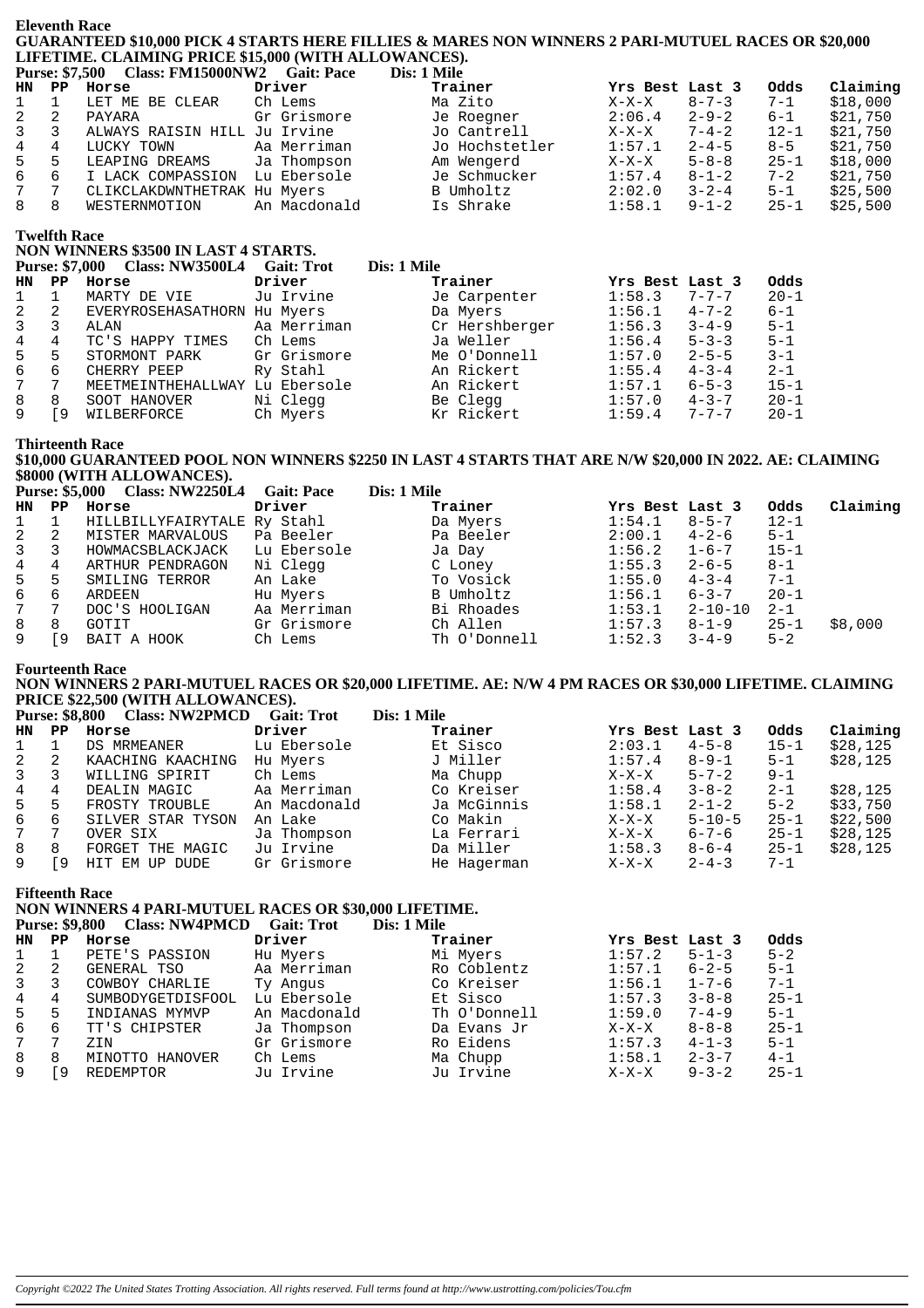## Eleventh Race

**GUARANTEED $10,000 PICK 4 STARTS HERE FILLIES & MARES NON WINNERS 2 PARI-MUTUEL RACES OR $20,000 LIFETIME. CLAIMING PRICE $15,000 (WITH ALLOWANCES).**

**Purse: $7,500 Class: FM15000NW2 Gait: Pace Dis: 1 Mile**

| HN | PP | Horse | Driver | Trainer | Yrs Best | Last 3 | Odds | Claiming |
|---|---|---|---|---|---|---|---|---|
| 1 | 1 | LET ME BE CLEAR | Ch Lems | Ma Zito | X-X-X | 8-7-3 | 7-1 | $18,000 |
| 2 | 2 | PAYARA | Gr Grismore | Je Roegner | 2:06.4 | 2-9-2 | 6-1 | $21,750 |
| 3 | 3 | ALWAYS RAISIN HILL | Ju Irvine | Jo Cantrell | X-X-X | 7-4-2 | 12-1 | $21,750 |
| 4 | 4 | LUCKY TOWN | Aa Merriman | Jo Hochstetler | 1:57.1 | 2-4-5 | 8-5 | $21,750 |
| 5 | 5 | LEAPING DREAMS | Ja Thompson | Am Wengerd | X-X-X | 5-8-8 | 25-1 | $18,000 |
| 6 | 6 | I LACK COMPASSION | Lu Ebersole | Je Schmucker | 1:57.4 | 8-1-2 | 7-2 | $21,750 |
| 7 | 7 | CLIKCLAKDWNTHETRAK | Hu Myers | B Umholtz | 2:02.0 | 3-2-4 | 5-1 | $25,500 |
| 8 | 8 | WESTERNMOTION | An Macdonald | Is Shrake | 1:58.1 | 9-1-2 | 25-1 | $25,500 |

## Twelfth Race

**NON WINNERS $3500 IN LAST 4 STARTS.**

**Purse: $7,000 Class: NW3500L4 Gait: Trot Dis: 1 Mile**

| HN | PP | Horse | Driver | Trainer | Yrs Best | Last 3 | Odds |
|---|---|---|---|---|---|---|---|
| 1 | 1 | MARTY DE VIE | Ju Irvine | Je Carpenter | 1:58.3 | 7-7-7 | 20-1 |
| 2 | 2 | EVERYROSEHASATHORN | Hu Myers | Da Myers | 1:56.1 | 4-7-2 | 6-1 |
| 3 | 3 | ALAN | Aa Merriman | Cr Hershberger | 1:56.3 | 3-4-9 | 5-1 |
| 4 | 4 | TC'S HAPPY TIMES | Ch Lems | Ja Weller | 1:56.4 | 5-3-3 | 5-1 |
| 5 | 5 | STORMONT PARK | Gr Grismore | Me O'Donnell | 1:57.0 | 2-5-5 | 3-1 |
| 6 | 6 | CHERRY PEEP | Ry Stahl | An Rickert | 1:55.4 | 4-3-4 | 2-1 |
| 7 | 7 | MEETMEINTHEHALLWAY | Lu Ebersole | An Rickert | 1:57.1 | 6-5-3 | 15-1 |
| 8 | 8 | SOOT HANOVER | Ni Clegg | Be Clegg | 1:57.0 | 4-3-7 | 20-1 |
| 9 | [9 | WILBERFORCE | Ch Myers | Kr Rickert | 1:59.4 | 7-7-7 | 20-1 |

## Thirteenth Race

**$10,000 GUARANTEED POOL NON WINNERS $2250 IN LAST 4 STARTS THAT ARE N/W $20,000 IN 2022. AE: CLAIMING $8000 (WITH ALLOWANCES).**

**Purse: $5,000 Class: NW2250L4 Gait: Pace Dis: 1 Mile**

| HN | PP | Horse | Driver | Trainer | Yrs Best | Last 3 | Odds | Claiming |
|---|---|---|---|---|---|---|---|---|
| 1 | 1 | HILLBILLYFAIRYTALE | Ry Stahl | Da Myers | 1:54.1 | 8-5-7 | 12-1 | |
| 2 | 2 | MISTER MARVALOUS | Pa Beeler | Pa Beeler | 2:00.1 | 4-2-6 | 5-1 | |
| 3 | 3 | HOWMACSBLACKJACK | Lu Ebersole | Ja Day | 1:56.2 | 1-6-7 | 15-1 | |
| 4 | 4 | ARTHUR PENDRAGON | Ni Clegg | C Loney | 1:55.3 | 2-6-5 | 8-1 | |
| 5 | 5 | SMILING TERROR | An Lake | To Vosick | 1:55.0 | 4-3-4 | 7-1 | |
| 6 | 6 | ARDEEN | Hu Myers | B Umholtz | 1:56.1 | 6-3-7 | 20-1 | |
| 7 | 7 | DOC'S HOOLIGAN | Aa Merriman | Bi Rhoades | 1:53.1 | 2-10-10 | 2-1 | |
| 8 | 8 | GOTIT | Gr Grismore | Ch Allen | 1:57.3 | 8-1-9 | 25-1 | $8,000 |
| 9 | [9 | BAIT A HOOK | Ch Lems | Th O'Donnell | 1:52.3 | 3-4-9 | 5-2 | |

## Fourteenth Race

**NON WINNERS 2 PARI-MUTUEL RACES OR $20,000 LIFETIME. AE: N/W 4 PM RACES OR $30,000 LIFETIME. CLAIMING PRICE $22,500 (WITH ALLOWANCES).**

**Purse: $8,800 Class: NW2PMCD Gait: Trot Dis: 1 Mile**

| HN | PP | Horse | Driver | Trainer | Yrs Best | Last 3 | Odds | Claiming |
|---|---|---|---|---|---|---|---|---|
| 1 | 1 | DS MRMEANER | Lu Ebersole | Et Sisco | 2:03.1 | 4-5-8 | 15-1 | $28,125 |
| 2 | 2 | KAACHING KAACHING | Hu Myers | J Miller | 1:57.4 | 8-9-1 | 5-1 | $28,125 |
| 3 | 3 | WILLING SPIRIT | Ch Lems | Ma Chupp | X-X-X | 5-7-2 | 9-1 | |
| 4 | 4 | DEALIN MAGIC | Aa Merriman | Co Kreiser | 1:58.4 | 3-8-2 | 2-1 | $28,125 |
| 5 | 5 | FROSTY TROUBLE | An Macdonald | Ja McGinnis | 1:58.1 | 2-1-2 | 5-2 | $33,750 |
| 6 | 6 | SILVER STAR TYSON | An Lake | Co Makin | X-X-X | 5-10-5 | 25-1 | $22,500 |
| 7 | 7 | OVER SIX | Ja Thompson | La Ferrari | X-X-X | 6-7-6 | 25-1 | $28,125 |
| 8 | 8 | FORGET THE MAGIC | Ju Irvine | Da Miller | 1:58.3 | 8-6-4 | 25-1 | $28,125 |
| 9 | [9 | HIT EM UP DUDE | Gr Grismore | He Hagerman | X-X-X | 2-4-3 | 7-1 | |

## Fifteenth Race

**NON WINNERS 4 PARI-MUTUEL RACES OR $30,000 LIFETIME.**

**Purse: $9,800 Class: NW4PMCD Gait: Trot Dis: 1 Mile**

| HN | PP | Horse | Driver | Trainer | Yrs Best | Last 3 | Odds |
|---|---|---|---|---|---|---|---|
| 1 | 1 | PETE'S PASSION | Hu Myers | Mi Myers | 1:57.2 | 5-1-3 | 5-2 |
| 2 | 2 | GENERAL TSO | Aa Merriman | Ro Coblentz | 1:57.1 | 6-2-5 | 5-1 |
| 3 | 3 | COWBOY CHARLIE | Ty Angus | Co Kreiser | 1:56.1 | 1-7-6 | 7-1 |
| 4 | 4 | SUMBODYGETDISFOOL | Lu Ebersole | Et Sisco | 1:57.3 | 3-8-8 | 25-1 |
| 5 | 5 | INDIANAS MYMVP | An Macdonald | Th O'Donnell | 1:59.0 | 7-4-9 | 5-1 |
| 6 | 6 | TT'S CHIPSTER | Ja Thompson | Da Evans Jr | X-X-X | 8-8-8 | 25-1 |
| 7 | 7 | ZIN | Gr Grismore | Ro Eidens | 1:57.3 | 4-1-3 | 5-1 |
| 8 | 8 | MINOTTO HANOVER | Ch Lems | Ma Chupp | 1:58.1 | 2-3-7 | 4-1 |
| 9 | [9 | REDEMPTOR | Ju Irvine | Ju Irvine | X-X-X | 9-3-2 | 25-1 |

*Copyright ©2022 The United States Trotting Association. All rights reserved. Full terms found at http://www.ustrotting.com/policies/Tou.cfm*